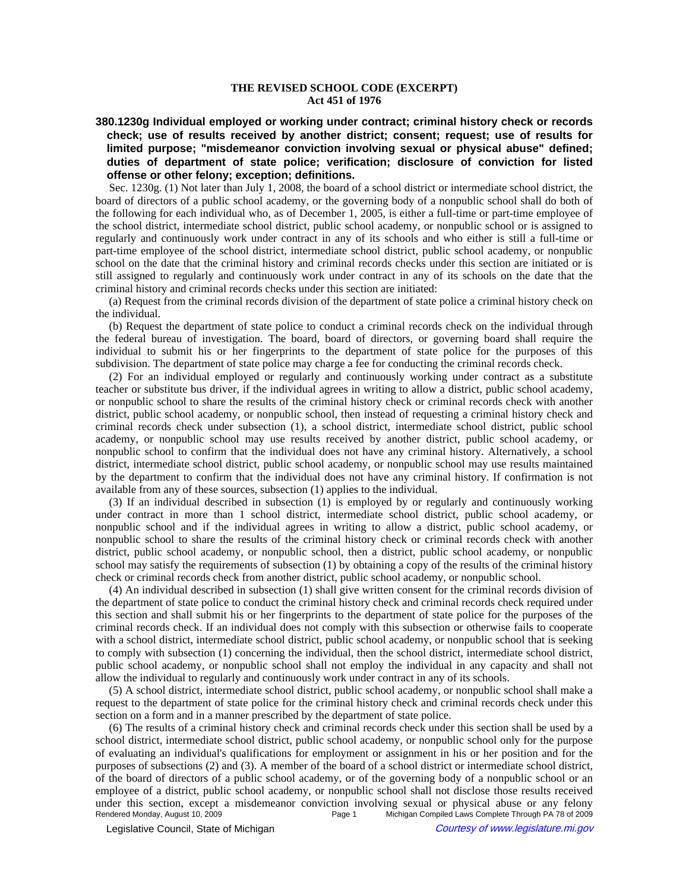**THE REVISED SCHOOL CODE (EXCERPT)**
**Act 451 of 1976**

### 380.1230g Individual employed or working under contract; criminal history check or records check; use of results received by another district; consent; request; use of results for limited purpose; "misdemeanor conviction involving sexual or physical abuse" defined; duties of department of state police; verification; disclosure of conviction for listed offense or other felony; exception; definitions.

Sec. 1230g. (1) Not later than July 1, 2008, the board of a school district or intermediate school district, the board of directors of a public school academy, or the governing body of a nonpublic school shall do both of the following for each individual who, as of December 1, 2005, is either a full-time or part-time employee of the school district, intermediate school district, public school academy, or nonpublic school or is assigned to regularly and continuously work under contract in any of its schools and who either is still a full-time or part-time employee of the school district, intermediate school district, public school academy, or nonpublic school on the date that the criminal history and criminal records checks under this section are initiated or is still assigned to regularly and continuously work under contract in any of its schools on the date that the criminal history and criminal records checks under this section are initiated:

(a) Request from the criminal records division of the department of state police a criminal history check on the individual.

(b) Request the department of state police to conduct a criminal records check on the individual through the federal bureau of investigation. The board, board of directors, or governing board shall require the individual to submit his or her fingerprints to the department of state police for the purposes of this subdivision. The department of state police may charge a fee for conducting the criminal records check.

(2) For an individual employed or regularly and continuously working under contract as a substitute teacher or substitute bus driver, if the individual agrees in writing to allow a district, public school academy, or nonpublic school to share the results of the criminal history check or criminal records check with another district, public school academy, or nonpublic school, then instead of requesting a criminal history check and criminal records check under subsection (1), a school district, intermediate school district, public school academy, or nonpublic school may use results received by another district, public school academy, or nonpublic school to confirm that the individual does not have any criminal history. Alternatively, a school district, intermediate school district, public school academy, or nonpublic school may use results maintained by the department to confirm that the individual does not have any criminal history. If confirmation is not available from any of these sources, subsection (1) applies to the individual.

(3) If an individual described in subsection (1) is employed by or regularly and continuously working under contract in more than 1 school district, intermediate school district, public school academy, or nonpublic school and if the individual agrees in writing to allow a district, public school academy, or nonpublic school to share the results of the criminal history check or criminal records check with another district, public school academy, or nonpublic school, then a district, public school academy, or nonpublic school may satisfy the requirements of subsection (1) by obtaining a copy of the results of the criminal history check or criminal records check from another district, public school academy, or nonpublic school.

(4) An individual described in subsection (1) shall give written consent for the criminal records division of the department of state police to conduct the criminal history check and criminal records check required under this section and shall submit his or her fingerprints to the department of state police for the purposes of the criminal records check. If an individual does not comply with this subsection or otherwise fails to cooperate with a school district, intermediate school district, public school academy, or nonpublic school that is seeking to comply with subsection (1) concerning the individual, then the school district, intermediate school district, public school academy, or nonpublic school shall not employ the individual in any capacity and shall not allow the individual to regularly and continuously work under contract in any of its schools.

(5) A school district, intermediate school district, public school academy, or nonpublic school shall make a request to the department of state police for the criminal history check and criminal records check under this section on a form and in a manner prescribed by the department of state police.

(6) The results of a criminal history check and criminal records check under this section shall be used by a school district, intermediate school district, public school academy, or nonpublic school only for the purpose of evaluating an individual's qualifications for employment or assignment in his or her position and for the purposes of subsections (2) and (3). A member of the board of a school district or intermediate school district, of the board of directors of a public school academy, or of the governing body of a nonpublic school or an employee of a district, public school academy, or nonpublic school shall not disclose those results received under this section, except a misdemeanor conviction involving sexual or physical abuse or any felony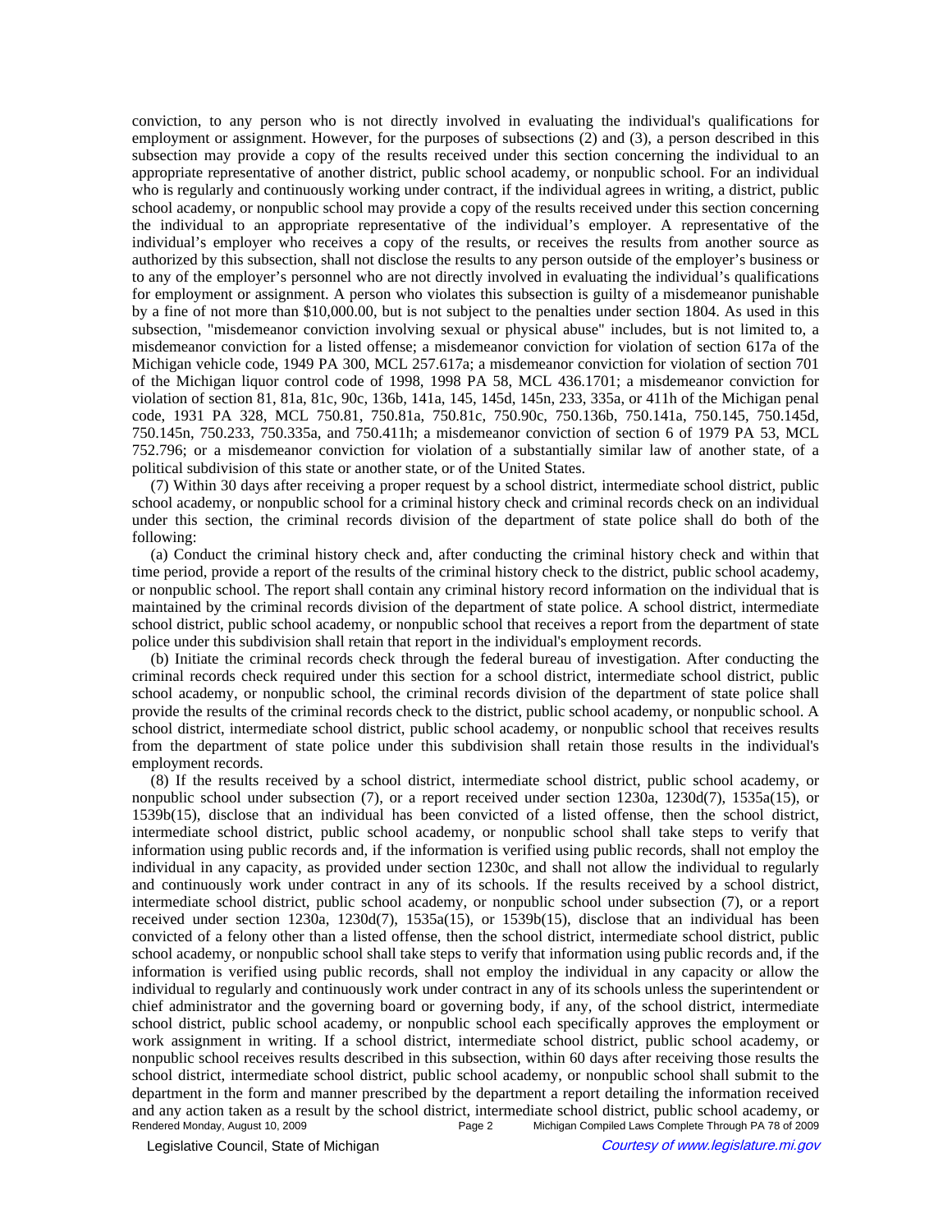conviction, to any person who is not directly involved in evaluating the individual's qualifications for employment or assignment. However, for the purposes of subsections (2) and (3), a person described in this subsection may provide a copy of the results received under this section concerning the individual to an appropriate representative of another district, public school academy, or nonpublic school. For an individual who is regularly and continuously working under contract, if the individual agrees in writing, a district, public school academy, or nonpublic school may provide a copy of the results received under this section concerning the individual to an appropriate representative of the individual's employer. A representative of the individual's employer who receives a copy of the results, or receives the results from another source as authorized by this subsection, shall not disclose the results to any person outside of the employer's business or to any of the employer's personnel who are not directly involved in evaluating the individual's qualifications for employment or assignment. A person who violates this subsection is guilty of a misdemeanor punishable by a fine of not more than $10,000.00, but is not subject to the penalties under section 1804. As used in this subsection, "misdemeanor conviction involving sexual or physical abuse" includes, but is not limited to, a misdemeanor conviction for a listed offense; a misdemeanor conviction for violation of section 617a of the Michigan vehicle code, 1949 PA 300, MCL 257.617a; a misdemeanor conviction for violation of section 701 of the Michigan liquor control code of 1998, 1998 PA 58, MCL 436.1701; a misdemeanor conviction for violation of section 81, 81a, 81c, 90c, 136b, 141a, 145, 145d, 145n, 233, 335a, or 411h of the Michigan penal code, 1931 PA 328, MCL 750.81, 750.81a, 750.81c, 750.90c, 750.136b, 750.141a, 750.145, 750.145d, 750.145n, 750.233, 750.335a, and 750.411h; a misdemeanor conviction of section 6 of 1979 PA 53, MCL 752.796; or a misdemeanor conviction for violation of a substantially similar law of another state, of a political subdivision of this state or another state, or of the United States.

(7) Within 30 days after receiving a proper request by a school district, intermediate school district, public school academy, or nonpublic school for a criminal history check and criminal records check on an individual under this section, the criminal records division of the department of state police shall do both of the following:

(a) Conduct the criminal history check and, after conducting the criminal history check and within that time period, provide a report of the results of the criminal history check to the district, public school academy, or nonpublic school. The report shall contain any criminal history record information on the individual that is maintained by the criminal records division of the department of state police. A school district, intermediate school district, public school academy, or nonpublic school that receives a report from the department of state police under this subdivision shall retain that report in the individual's employment records.

(b) Initiate the criminal records check through the federal bureau of investigation. After conducting the criminal records check required under this section for a school district, intermediate school district, public school academy, or nonpublic school, the criminal records division of the department of state police shall provide the results of the criminal records check to the district, public school academy, or nonpublic school. A school district, intermediate school district, public school academy, or nonpublic school that receives results from the department of state police under this subdivision shall retain those results in the individual's employment records.

(8) If the results received by a school district, intermediate school district, public school academy, or nonpublic school under subsection (7), or a report received under section 1230a, 1230d(7), 1535a(15), or 1539b(15), disclose that an individual has been convicted of a listed offense, then the school district, intermediate school district, public school academy, or nonpublic school shall take steps to verify that information using public records and, if the information is verified using public records, shall not employ the individual in any capacity, as provided under section 1230c, and shall not allow the individual to regularly and continuously work under contract in any of its schools. If the results received by a school district, intermediate school district, public school academy, or nonpublic school under subsection (7), or a report received under section 1230a, 1230d(7), 1535a(15), or 1539b(15), disclose that an individual has been convicted of a felony other than a listed offense, then the school district, intermediate school district, public school academy, or nonpublic school shall take steps to verify that information using public records and, if the information is verified using public records, shall not employ the individual in any capacity or allow the individual to regularly and continuously work under contract in any of its schools unless the superintendent or chief administrator and the governing board or governing body, if any, of the school district, intermediate school district, public school academy, or nonpublic school each specifically approves the employment or work assignment in writing. If a school district, intermediate school district, public school academy, or nonpublic school receives results described in this subsection, within 60 days after receiving those results the school district, intermediate school district, public school academy, or nonpublic school shall submit to the department in the form and manner prescribed by the department a report detailing the information received and any action taken as a result by the school district, intermediate school district, public school academy, or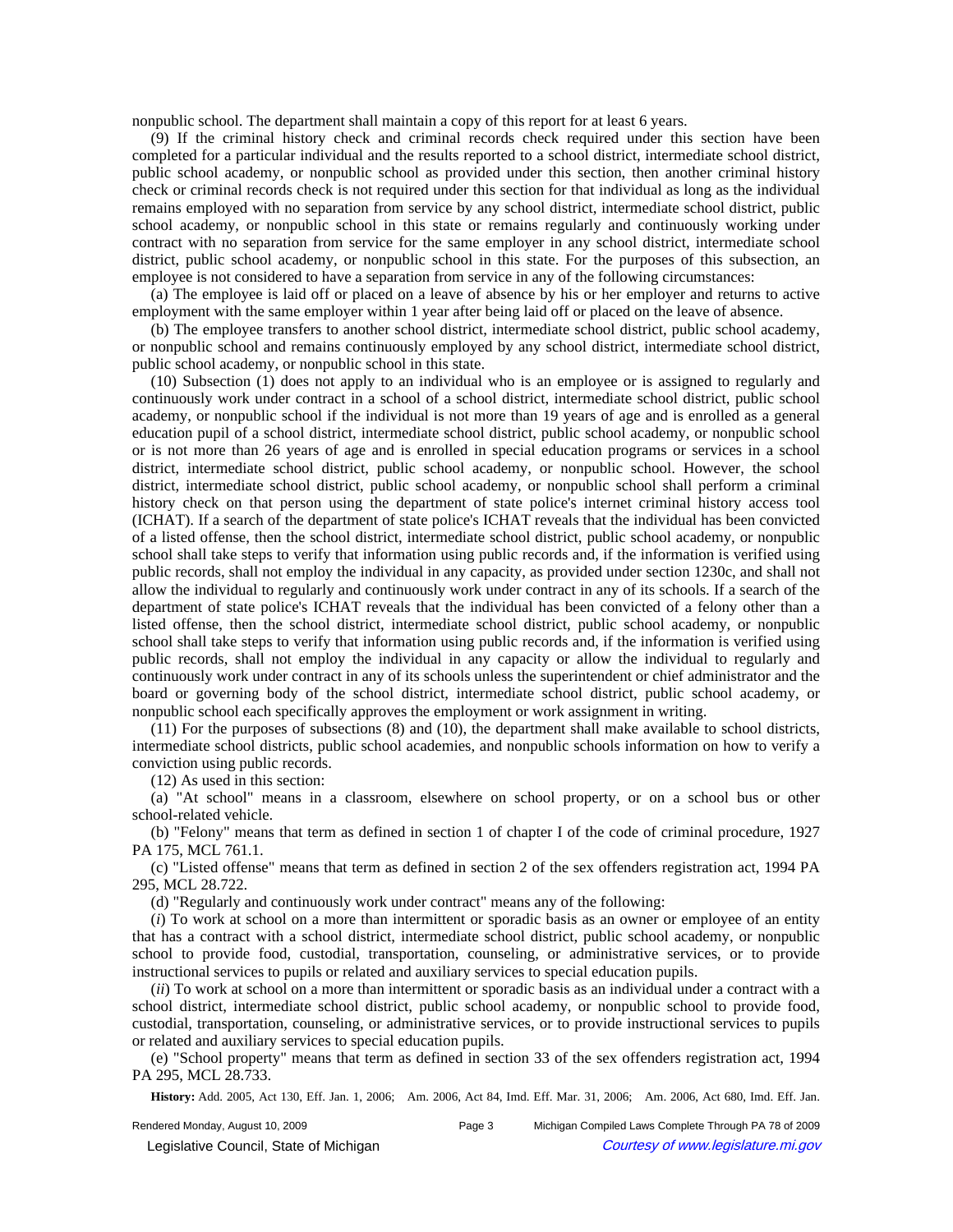nonpublic school. The department shall maintain a copy of this report for at least 6 years.

(9) If the criminal history check and criminal records check required under this section have been completed for a particular individual and the results reported to a school district, intermediate school district, public school academy, or nonpublic school as provided under this section, then another criminal history check or criminal records check is not required under this section for that individual as long as the individual remains employed with no separation from service by any school district, intermediate school district, public school academy, or nonpublic school in this state or remains regularly and continuously working under contract with no separation from service for the same employer in any school district, intermediate school district, public school academy, or nonpublic school in this state. For the purposes of this subsection, an employee is not considered to have a separation from service in any of the following circumstances:

(a) The employee is laid off or placed on a leave of absence by his or her employer and returns to active employment with the same employer within 1 year after being laid off or placed on the leave of absence.

(b) The employee transfers to another school district, intermediate school district, public school academy, or nonpublic school and remains continuously employed by any school district, intermediate school district, public school academy, or nonpublic school in this state.

(10) Subsection (1) does not apply to an individual who is an employee or is assigned to regularly and continuously work under contract in a school of a school district, intermediate school district, public school academy, or nonpublic school if the individual is not more than 19 years of age and is enrolled as a general education pupil of a school district, intermediate school district, public school academy, or nonpublic school or is not more than 26 years of age and is enrolled in special education programs or services in a school district, intermediate school district, public school academy, or nonpublic school. However, the school district, intermediate school district, public school academy, or nonpublic school shall perform a criminal history check on that person using the department of state police's internet criminal history access tool (ICHAT). If a search of the department of state police's ICHAT reveals that the individual has been convicted of a listed offense, then the school district, intermediate school district, public school academy, or nonpublic school shall take steps to verify that information using public records and, if the information is verified using public records, shall not employ the individual in any capacity, as provided under section 1230c, and shall not allow the individual to regularly and continuously work under contract in any of its schools. If a search of the department of state police's ICHAT reveals that the individual has been convicted of a felony other than a listed offense, then the school district, intermediate school district, public school academy, or nonpublic school shall take steps to verify that information using public records and, if the information is verified using public records, shall not employ the individual in any capacity or allow the individual to regularly and continuously work under contract in any of its schools unless the superintendent or chief administrator and the board or governing body of the school district, intermediate school district, public school academy, or nonpublic school each specifically approves the employment or work assignment in writing.

(11) For the purposes of subsections (8) and (10), the department shall make available to school districts, intermediate school districts, public school academies, and nonpublic schools information on how to verify a conviction using public records.

(12) As used in this section:

(a) "At school" means in a classroom, elsewhere on school property, or on a school bus or other school-related vehicle.

(b) "Felony" means that term as defined in section 1 of chapter I of the code of criminal procedure, 1927 PA 175, MCL 761.1.

(c) "Listed offense" means that term as defined in section 2 of the sex offenders registration act, 1994 PA 295, MCL 28.722.

(d) "Regularly and continuously work under contract" means any of the following:

(*i*) To work at school on a more than intermittent or sporadic basis as an owner or employee of an entity that has a contract with a school district, intermediate school district, public school academy, or nonpublic school to provide food, custodial, transportation, counseling, or administrative services, or to provide instructional services to pupils or related and auxiliary services to special education pupils.

(*ii*) To work at school on a more than intermittent or sporadic basis as an individual under a contract with a school district, intermediate school district, public school academy, or nonpublic school to provide food, custodial, transportation, counseling, or administrative services, or to provide instructional services to pupils or related and auxiliary services to special education pupils.

(e) "School property" means that term as defined in section 33 of the sex offenders registration act, 1994 PA 295, MCL 28.733.

**History:** Add. 2005, Act 130, Eff. Jan. 1, 2006; Am. 2006, Act 84, Imd. Eff. Mar. 31, 2006; Am. 2006, Act 680, Imd. Eff. Jan.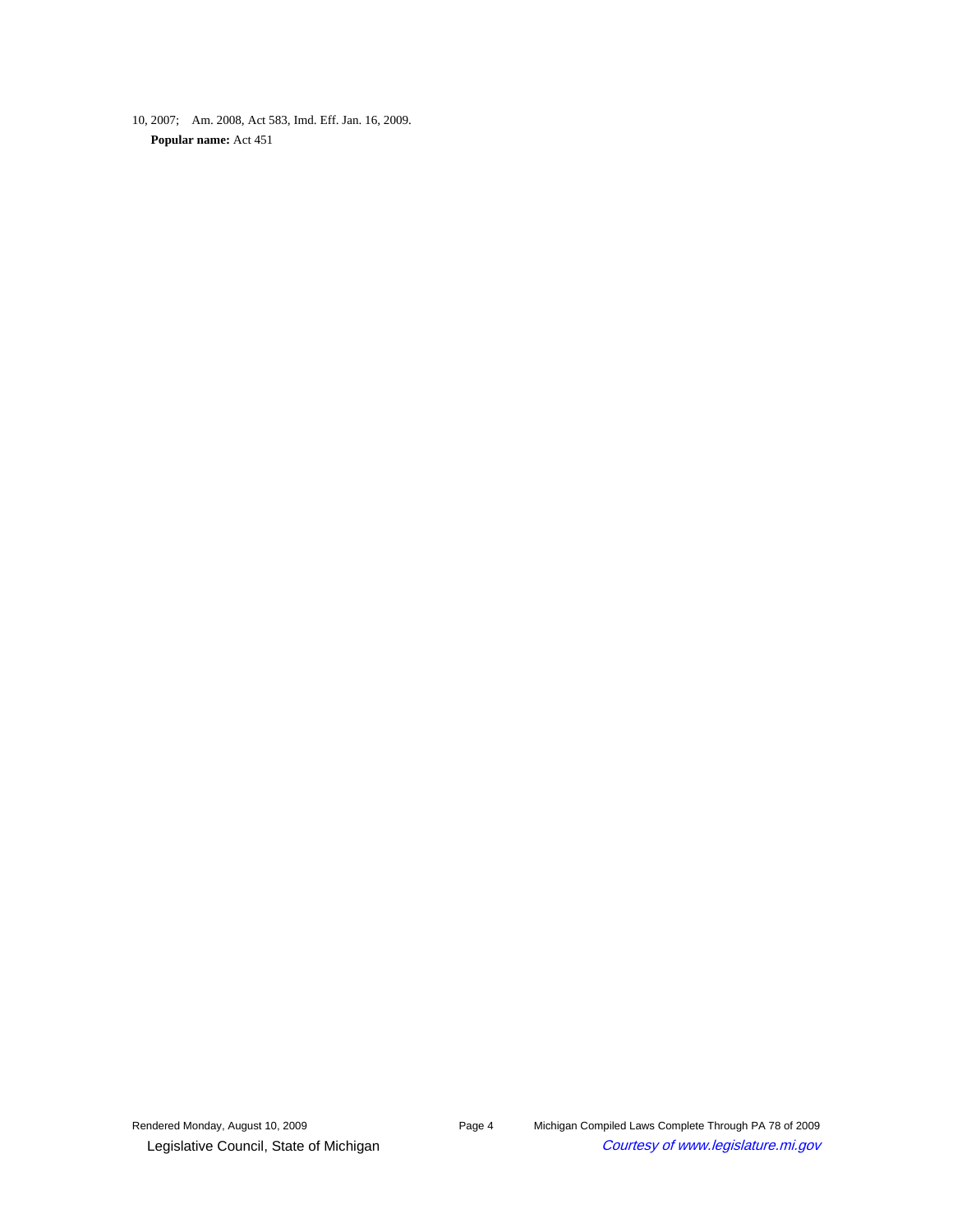10, 2007; Am. 2008, Act 583, Imd. Eff. Jan. 16, 2009.

**Popular name:** Act 451